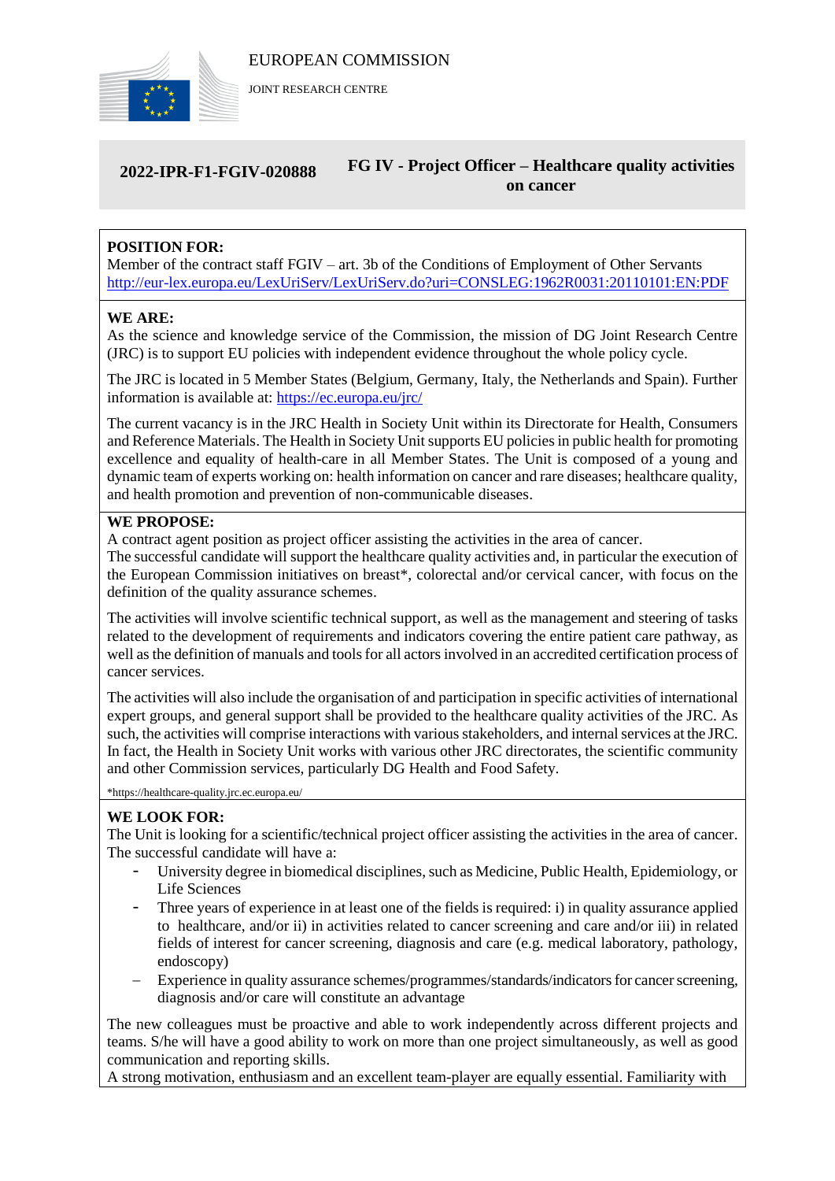EUROPEAN COMMISSION

JOINT RESEARCH CENTRE

**2022-IPR-F1-FGIV-020888**

**FG IV - Project Officer – Healthcare quality activities on cancer**

**POSITION FOR:**
Member of the contract staff FGIV – art. 3b of the Conditions of Employment of Other Servants
http://eur-lex.europa.eu/LexUriServ/LexUriServ.do?uri=CONSLEG:1962R0031:20110101:EN:PDF

**WE ARE:**
As the science and knowledge service of the Commission, the mission of DG Joint Research Centre (JRC) is to support EU policies with independent evidence throughout the whole policy cycle.

The JRC is located in 5 Member States (Belgium, Germany, Italy, the Netherlands and Spain). Further information is available at: https://ec.europa.eu/jrc/

The current vacancy is in the JRC Health in Society Unit within its Directorate for Health, Consumers and Reference Materials. The Health in Society Unit supports EU policies in public health for promoting excellence and equality of health-care in all Member States. The Unit is composed of a young and dynamic team of experts working on: health information on cancer and rare diseases; healthcare quality, and health promotion and prevention of non-communicable diseases.

**WE PROPOSE:**
A contract agent position as project officer assisting the activities in the area of cancer.
The successful candidate will support the healthcare quality activities and, in particular the execution of the European Commission initiatives on breast*, colorectal and/or cervical cancer, with focus on the definition of the quality assurance schemes.

The activities will involve scientific technical support, as well as the management and steering of tasks related to the development of requirements and indicators covering the entire patient care pathway, as well as the definition of manuals and tools for all actors involved in an accredited certification process of cancer services.

The activities will also include the organisation of and participation in specific activities of international expert groups, and general support shall be provided to the healthcare quality activities of the JRC. As such, the activities will comprise interactions with various stakeholders, and internal services at the JRC. In fact, the Health in Society Unit works with various other JRC directorates, the scientific community and other Commission services, particularly DG Health and Food Safety.

*https://healthcare-quality.jrc.ec.europa.eu/

**WE LOOK FOR:**
The Unit is looking for a scientific/technical project officer assisting the activities in the area of cancer.
The successful candidate will have a:

- University degree in biomedical disciplines, such as Medicine, Public Health, Epidemiology, or Life Sciences
- Three years of experience in at least one of the fields is required: i) in quality assurance applied to healthcare, and/or ii) in activities related to cancer screening and care and/or iii) in related fields of interest for cancer screening, diagnosis and care (e.g. medical laboratory, pathology, endoscopy)
- Experience in quality assurance schemes/programmes/standards/indicators for cancer screening, diagnosis and/or care will constitute an advantage

The new colleagues must be proactive and able to work independently across different projects and teams. S/he will have a good ability to work on more than one project simultaneously, as well as good communication and reporting skills.
A strong motivation, enthusiasm and an excellent team-player are equally essential. Familiarity with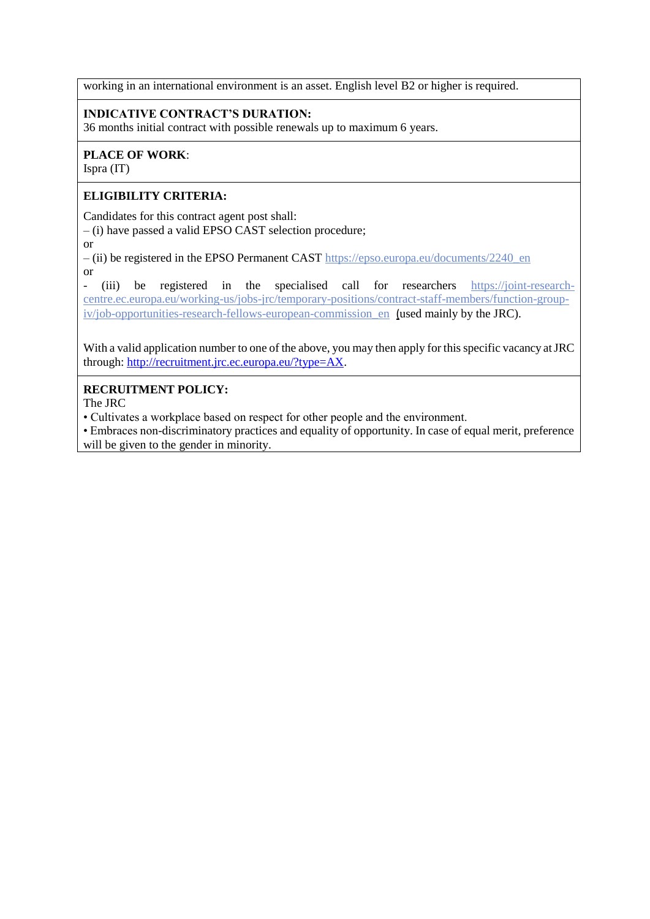working in an international environment is an asset. English level B2 or higher is required.

**INDICATIVE CONTRACT'S DURATION:**
36 months initial contract with possible renewals up to maximum 6 years.

**PLACE OF WORK**:
Ispra (IT)

**ELIGIBILITY CRITERIA:**

Candidates for this contract agent post shall:
– (i) have passed a valid EPSO CAST selection procedure;
or
– (ii) be registered in the EPSO Permanent CAST https://epso.europa.eu/documents/2240_en
or
- (iii) be registered in the specialised call for researchers https://joint-research-centre.ec.europa.eu/working-us/jobs-jrc/temporary-positions/contract-staff-members/function-group-iv/job-opportunities-research-fellows-european-commission_en (used mainly by the JRC).

With a valid application number to one of the above, you may then apply for this specific vacancy at JRC through: http://recruitment.jrc.ec.europa.eu/?type=AX.

**RECRUITMENT POLICY:**
The JRC
• Cultivates a workplace based on respect for other people and the environment.
• Embraces non-discriminatory practices and equality of opportunity. In case of equal merit, preference will be given to the gender in minority.